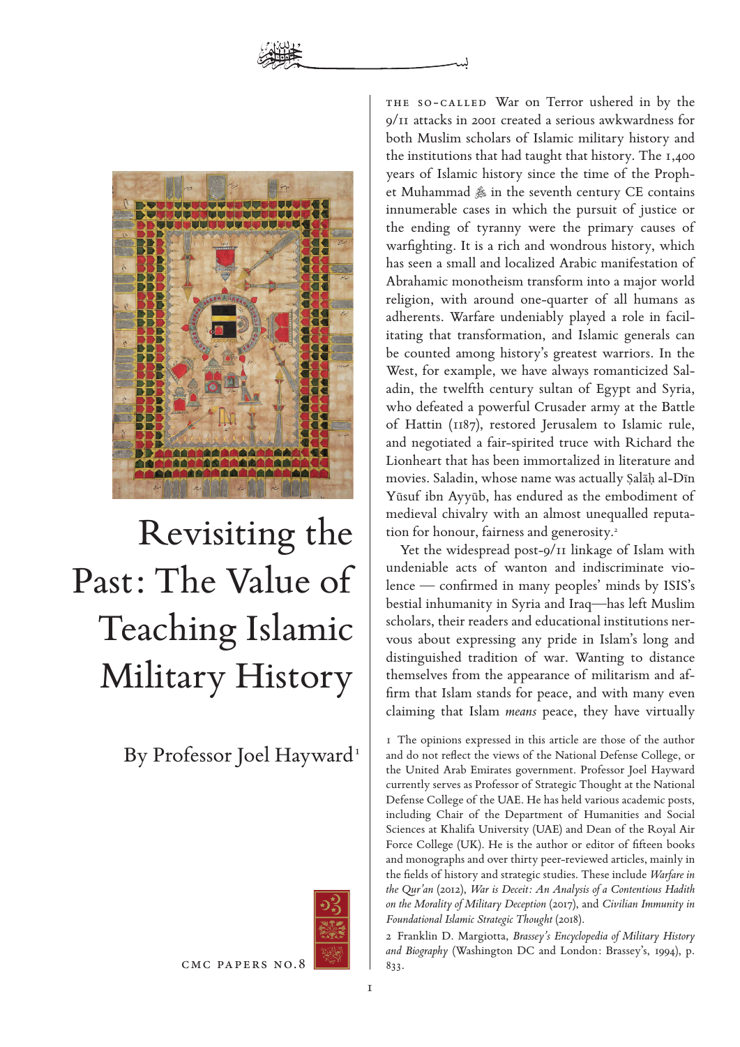# Revisiting the Past: The Value of Teaching Islamic Military History

By Professor Joel Hayward[1]

THE SO-CALLED War on Terror ushered in by the 9/11 attacks in 2001 created a serious awkwardness for both Muslim scholars of Islamic military history and the institutions that had taught that history. The 1,400 years of Islamic history since the time of the Prophet Muhammad ﷺ in the seventh century CE contains innumerable cases in which the pursuit of justice or the ending of tyranny were the primary causes of warfighting. It is a rich and wondrous history, which has seen a small and localized Arabic manifestation of Abrahamic monotheism transform into a major world religion, with around one-quarter of all humans as adherents. Warfare undeniably played a role in facilitating that transformation, and Islamic generals can be counted among history's greatest warriors. In the West, for example, we have always romanticized Saladin, the twelfth century sultan of Egypt and Syria, who defeated a powerful Crusader army at the Battle of Hattin (1187), restored Jerusalem to Islamic rule, and negotiated a fair-spirited truce with Richard the Lionheart that has been immortalized in literature and movies. Saladin, whose name was actually Ṣalāḥ al-Dīn Yūsuf ibn Ayyūb, has endured as the embodiment of medieval chivalry with an almost unequalled reputation for honour, fairness and generosity.[2]

Yet the widespread post-9/11 linkage of Islam with undeniable acts of wanton and indiscriminate violence — confirmed in many peoples' minds by ISIS's bestial inhumanity in Syria and Iraq—has left Muslim scholars, their readers and educational institutions nervous about expressing any pride in Islam's long and distinguished tradition of war. Wanting to distance themselves from the appearance of militarism and affirm that Islam stands for peace, and with many even claiming that Islam *means* peace, they have virtually

---

1 The opinions expressed in this article are those of the author and do not reflect the views of the National Defense College, or the United Arab Emirates government. Professor Joel Hayward currently serves as Professor of Strategic Thought at the National Defense College of the UAE. He has held various academic posts, including Chair of the Department of Humanities and Social Sciences at Khalifa University (UAE) and Dean of the Royal Air Force College (UK). He is the author or editor of fifteen books and monographs and over thirty peer-reviewed articles, mainly in the fields of history and strategic studies. These include *Warfare in the Qur'an* (2012), *War is Deceit: An Analysis of a Contentious Hadith on the Morality of Military Deception* (2017), and *Civilian Immunity in Foundational Islamic Strategic Thought* (2018).

2 Franklin D. Margiotta, *Brassey's Encyclopedia of Military History and Biography* (Washington DC and London: Brassey's, 1994), p. 833.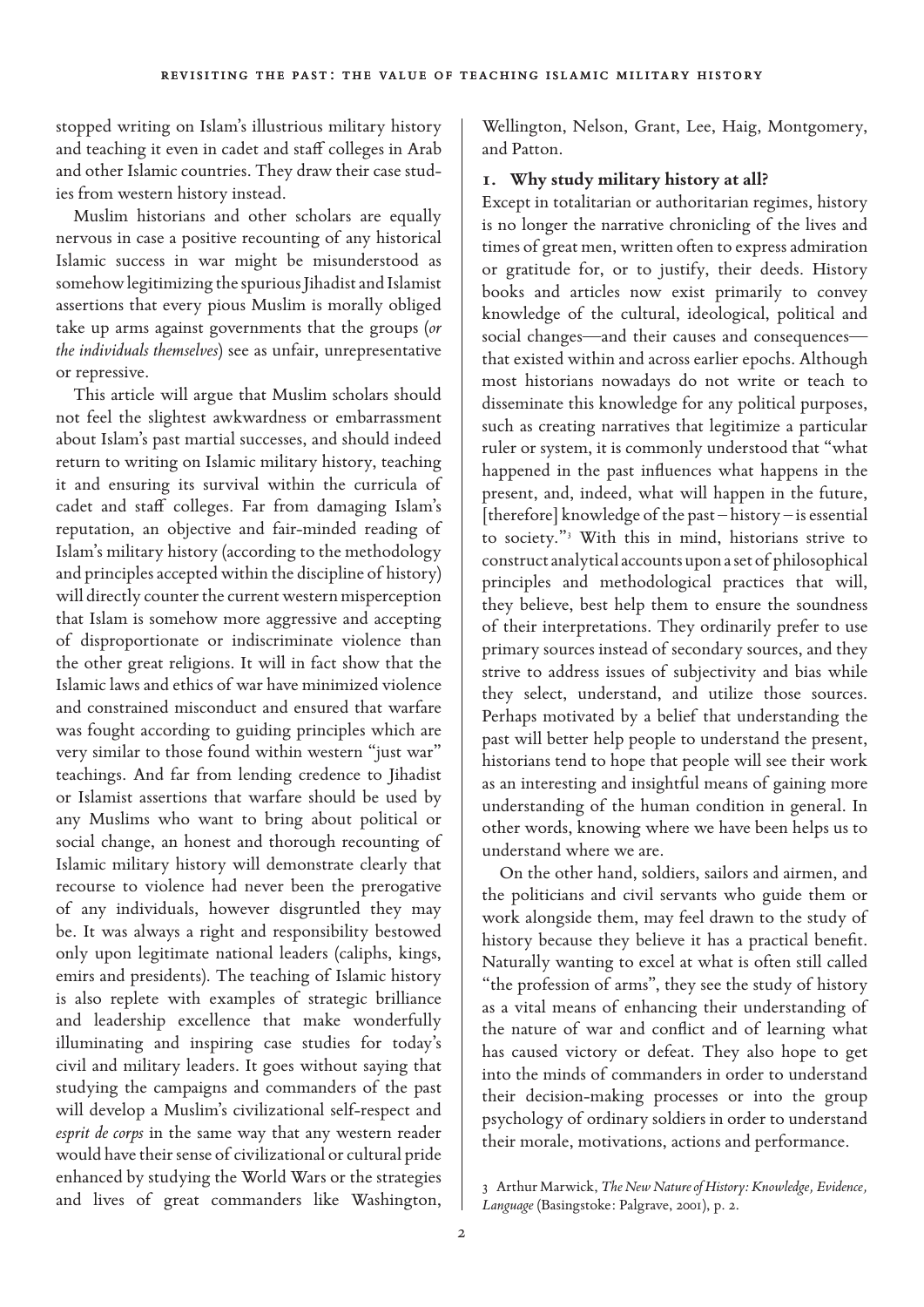stopped writing on Islam's illustrious military history and teaching it even in cadet and staff colleges in Arab and other Islamic countries. They draw their case studies from western history instead.

Muslim historians and other scholars are equally nervous in case a positive recounting of any historical Islamic success in war might be misunderstood as somehow legitimizing the spurious Jihadist and Islamist assertions that every pious Muslim is morally obliged take up arms against governments that the groups (*or the individuals themselves*) see as unfair, unrepresentative or repressive.

This article will argue that Muslim scholars should not feel the slightest awkwardness or embarrassment about Islam's past martial successes, and should indeed return to writing on Islamic military history, teaching it and ensuring its survival within the curricula of cadet and staff colleges. Far from damaging Islam's reputation, an objective and fair-minded reading of Islam's military history (according to the methodology and principles accepted within the discipline of history) will directly counter the current western misperception that Islam is somehow more aggressive and accepting of disproportionate or indiscriminate violence than the other great religions. It will in fact show that the Islamic laws and ethics of war have minimized violence and constrained misconduct and ensured that warfare was fought according to guiding principles which are very similar to those found within western "just war" teachings. And far from lending credence to Jihadist or Islamist assertions that warfare should be used by any Muslims who want to bring about political or social change, an honest and thorough recounting of Islamic military history will demonstrate clearly that recourse to violence had never been the prerogative of any individuals, however disgruntled they may be. It was always a right and responsibility bestowed only upon legitimate national leaders (caliphs, kings, emirs and presidents). The teaching of Islamic history is also replete with examples of strategic brilliance and leadership excellence that make wonderfully illuminating and inspiring case studies for today's civil and military leaders. It goes without saying that studying the campaigns and commanders of the past will develop a Muslim's civilizational self-respect and *esprit de corps* in the same way that any western reader would have their sense of civilizational or cultural pride enhanced by studying the World Wars or the strategies and lives of great commanders like Washington, Wellington, Nelson, Grant, Lee, Haig, Montgomery, and Patton.

## 1. Why study military history at all?

Except in totalitarian or authoritarian regimes, history is no longer the narrative chronicling of the lives and times of great men, written often to express admiration or gratitude for, or to justify, their deeds. History books and articles now exist primarily to convey knowledge of the cultural, ideological, political and social changes—and their causes and consequences—that existed within and across earlier epochs. Although most historians nowadays do not write or teach to disseminate this knowledge for any political purposes, such as creating narratives that legitimize a particular ruler or system, it is commonly understood that "what happened in the past influences what happens in the present, and, indeed, what will happen in the future, [therefore] knowledge of the past – history – is essential to society."[3] With this in mind, historians strive to construct analytical accounts upon a set of philosophical principles and methodological practices that will, they believe, best help them to ensure the soundness of their interpretations. They ordinarily prefer to use primary sources instead of secondary sources, and they strive to address issues of subjectivity and bias while they select, understand, and utilize those sources. Perhaps motivated by a belief that understanding the past will better help people to understand the present, historians tend to hope that people will see their work as an interesting and insightful means of gaining more understanding of the human condition in general. In other words, knowing where we have been helps us to understand where we are.

On the other hand, soldiers, sailors and airmen, and the politicians and civil servants who guide them or work alongside them, may feel drawn to the study of history because they believe it has a practical benefit. Naturally wanting to excel at what is often still called "the profession of arms", they see the study of history as a vital means of enhancing their understanding of the nature of war and conflict and of learning what has caused victory or defeat. They also hope to get into the minds of commanders in order to understand their decision-making processes or into the group psychology of ordinary soldiers in order to understand their morale, motivations, actions and performance.

3 Arthur Marwick, *The New Nature of History: Knowledge, Evidence, Language* (Basingstoke: Palgrave, 2001), p. 2.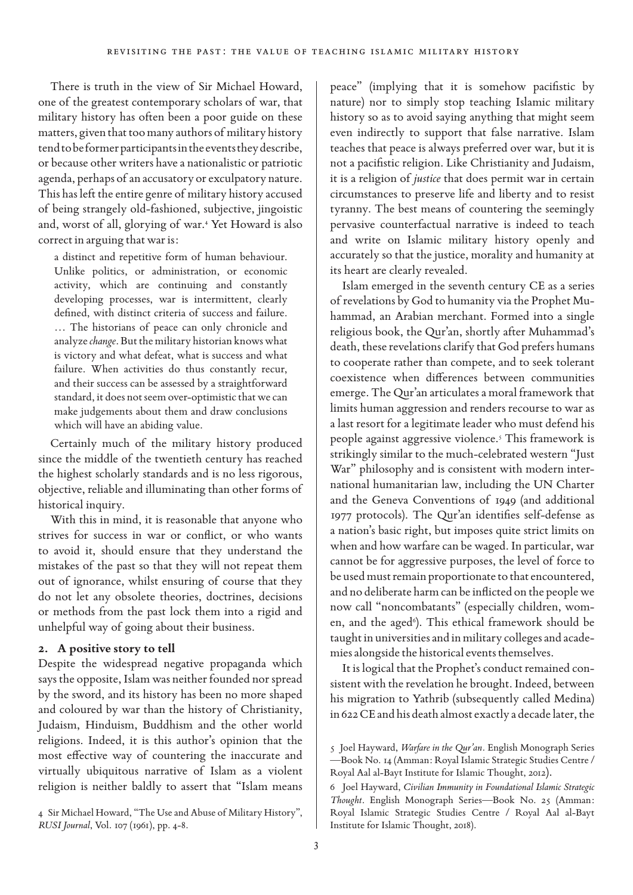There is truth in the view of Sir Michael Howard, one of the greatest contemporary scholars of war, that military history has often been a poor guide on these matters, given that too many authors of military history tend to be former participants in the events they describe, or because other writers have a nationalistic or patriotic agenda, perhaps of an accusatory or exculpatory nature. This has left the entire genre of military history accused of being strangely old-fashioned, subjective, jingoistic and, worst of all, glorying of war.[4] Yet Howard is also correct in arguing that war is:

> a distinct and repetitive form of human behaviour. Unlike politics, or administration, or economic activity, which are continuing and constantly developing processes, war is intermittent, clearly defined, with distinct criteria of success and failure. … The historians of peace can only chronicle and analyze *change*. But the military historian knows what is victory and what defeat, what is success and what failure. When activities do thus constantly recur, and their success can be assessed by a straightforward standard, it does not seem over-optimistic that we can make judgements about them and draw conclusions which will have an abiding value.

Certainly much of the military history produced since the middle of the twentieth century has reached the highest scholarly standards and is no less rigorous, objective, reliable and illuminating than other forms of historical inquiry.

With this in mind, it is reasonable that anyone who strives for success in war or conflict, or who wants to avoid it, should ensure that they understand the mistakes of the past so that they will not repeat them out of ignorance, whilst ensuring of course that they do not let any obsolete theories, doctrines, decisions or methods from the past lock them into a rigid and unhelpful way of going about their business.

## 2. A positive story to tell

Despite the widespread negative propaganda which says the opposite, Islam was neither founded nor spread by the sword, and its history has been no more shaped and coloured by war than the history of Christianity, Judaism, Hinduism, Buddhism and the other world religions. Indeed, it is this author's opinion that the most effective way of countering the inaccurate and virtually ubiquitous narrative of Islam as a violent religion is neither baldly to assert that "Islam means peace" (implying that it is somehow pacifistic by nature) nor to simply stop teaching Islamic military history so as to avoid saying anything that might seem even indirectly to support that false narrative. Islam teaches that peace is always preferred over war, but it is not a pacifistic religion. Like Christianity and Judaism, it is a religion of *justice* that does permit war in certain circumstances to preserve life and liberty and to resist tyranny. The best means of countering the seemingly pervasive counterfactual narrative is indeed to teach and write on Islamic military history openly and accurately so that the justice, morality and humanity at its heart are clearly revealed.

Islam emerged in the seventh century CE as a series of revelations by God to humanity via the Prophet Muhammad, an Arabian merchant. Formed into a single religious book, the Qur'an, shortly after Muhammad's death, these revelations clarify that God prefers humans to cooperate rather than compete, and to seek tolerant coexistence when differences between communities emerge. The Qur'an articulates a moral framework that limits human aggression and renders recourse to war as a last resort for a legitimate leader who must defend his people against aggressive violence.[5] This framework is strikingly similar to the much-celebrated western "Just War" philosophy and is consistent with modern international humanitarian law, including the UN Charter and the Geneva Conventions of 1949 (and additional 1977 protocols). The Qur'an identifies self-defense as a nation's basic right, but imposes quite strict limits on when and how warfare can be waged. In particular, war cannot be for aggressive purposes, the level of force to be used must remain proportionate to that encountered, and no deliberate harm can be inflicted on the people we now call "noncombatants" (especially children, women, and the aged[6]). This ethical framework should be taught in universities and in military colleges and academies alongside the historical events themselves.

It is logical that the Prophet's conduct remained consistent with the revelation he brought. Indeed, between his migration to Yathrib (subsequently called Medina) in 622 CE and his death almost exactly a decade later, the

---

4 Sir Michael Howard, "The Use and Abuse of Military History", *RUSI Journal*, Vol. 107 (1961), pp. 4-8.

5 Joel Hayward, *Warfare in the Qur'an*. English Monograph Series—Book No. 14 (Amman: Royal Islamic Strategic Studies Centre / Royal Aal al-Bayt Institute for Islamic Thought, 2012).

6 Joel Hayward, *Civilian Immunity in Foundational Islamic Strategic Thought*. English Monograph Series—Book No. 25 (Amman: Royal Islamic Strategic Studies Centre / Royal Aal al-Bayt Institute for Islamic Thought, 2018).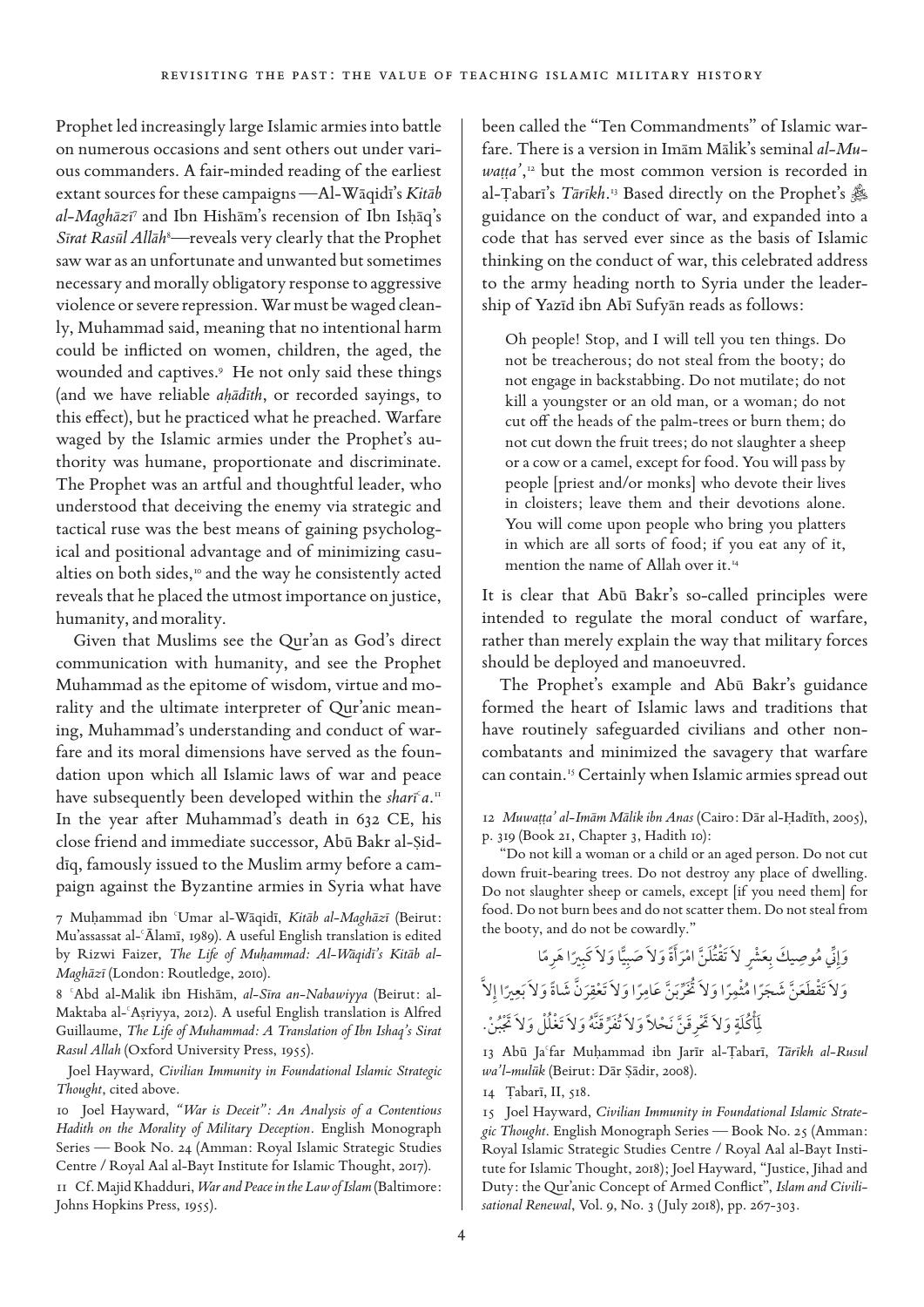Prophet led increasingly large Islamic armies into battle on numerous occasions and sent others out under various commanders. A fair-minded reading of the earliest extant sources for these campaigns —Al-Wāqidī's *Kitāb al-Maghāzī*[7] and Ibn Hishām's recension of Ibn Isḥāq's *Sīrat Rasūl Allāh*[8]—reveals very clearly that the Prophet saw war as an unfortunate and unwanted but sometimes necessary and morally obligatory response to aggressive violence or severe repression. War must be waged cleanly, Muhammad said, meaning that no intentional harm could be inflicted on women, children, the aged, the wounded and captives.[9] He not only said these things (and we have reliable *aḥādīth*, or recorded sayings, to this effect), but he practiced what he preached. Warfare waged by the Islamic armies under the Prophet's authority was humane, proportionate and discriminate. The Prophet was an artful and thoughtful leader, who understood that deceiving the enemy via strategic and tactical ruse was the best means of gaining psychological and positional advantage and of minimizing casualties on both sides,[10] and the way he consistently acted reveals that he placed the utmost importance on justice, humanity, and morality.

Given that Muslims see the Qur'an as God's direct communication with humanity, and see the Prophet Muhammad as the epitome of wisdom, virtue and morality and the ultimate interpreter of Qur'anic meaning, Muhammad's understanding and conduct of warfare and its moral dimensions have served as the foundation upon which all Islamic laws of war and peace have subsequently been developed within the *sharīʿa*.[11] In the year after Muhammad's death in 632 CE, his close friend and immediate successor, Abū Bakr al-Ṣiddīq, famously issued to the Muslim army before a campaign against the Byzantine armies in Syria what have been called the "Ten Commandments" of Islamic warfare. There is a version in Imām Mālik's seminal *al-Muwaṭṭa'*,[12] but the most common version is recorded in al-Ṭabarī's *Tārīkh*.[13] Based directly on the Prophet's ﷺ guidance on the conduct of war, and expanded into a code that has served ever since as the basis of Islamic thinking on the conduct of war, this celebrated address to the army heading north to Syria under the leadership of Yazīd ibn Abī Sufyān reads as follows:

> Oh people! Stop, and I will tell you ten things. Do not be treacherous; do not steal from the booty; do not engage in backstabbing. Do not mutilate; do not kill a youngster or an old man, or a woman; do not cut off the heads of the palm-trees or burn them; do not cut down the fruit trees; do not slaughter a sheep or a cow or a camel, except for food. You will pass by people [priest and/or monks] who devote their lives in cloisters; leave them and their devotions alone. You will come upon people who bring you platters in which are all sorts of food; if you eat any of it, mention the name of Allah over it.[14]

It is clear that Abū Bakr's so-called principles were intended to regulate the moral conduct of warfare, rather than merely explain the way that military forces should be deployed and manoeuvred.

The Prophet's example and Abū Bakr's guidance formed the heart of Islamic laws and traditions that have routinely safeguarded civilians and other non-combatants and minimized the savagery that warfare can contain.[15] Certainly when Islamic armies spread out

---

7 Muḥammad ibn ʿUmar al-Wāqidī, *Kitāb al-Maghāzī* (Beirut: Mu'assassat al-ʿĀlamī, 1989). A useful English translation is edited by Rizwi Faizer, *The Life of Muḥammad: Al-Wāqidī's Kitāb al-Maghāzī* (London: Routledge, 2010).

8 ʿAbd al-Malik ibn Hishām, *al-Sīra an-Nabawiyya* (Beirut: al-Maktaba al-ʿAṣriyya, 2012). A useful English translation is Alfred Guillaume, *The Life of Muhammad: A Translation of Ibn Ishaq's Sirat Rasul Allah* (Oxford University Press, 1955).

Joel Hayward, *Civilian Immunity in Foundational Islamic Strategic Thought*, cited above.

10 Joel Hayward, *"War is Deceit": An Analysis of a Contentious Hadith on the Morality of Military Deception*. English Monograph Series — Book No. 24 (Amman: Royal Islamic Strategic Studies Centre / Royal Aal al-Bayt Institute for Islamic Thought, 2017).

11 Cf. Majid Khadduri, *War and Peace in the Law of Islam* (Baltimore: Johns Hopkins Press, 1955).

12 *Muwaṭṭa' al-Imām Mālik ibn Anas* (Cairo: Dār al-Ḥadīth, 2005), p. 319 (Book 21, Chapter 3, Hadith 10):

"Do not kill a woman or a child or an aged person. Do not cut down fruit-bearing trees. Do not destroy any place of dwelling. Do not slaughter sheep or camels, except [if you need them] for food. Do not burn bees and do not scatter them. Do not steal from the booty, and do not be cowardly."

وَإِنِّي مُوصِيكَ بِعَشْرٍ لاَ تَقْتُلَنَّ امْرَأَةً وَلاَ صَبِيًّا وَلاَ كَبِيرًا هَرِمًا وَلاَ تَقْطَعَنَّ شَجَرًا مُثْمِرًا وَلاَ تُخَرِّبَنَّ عَامِرًا وَلاَ تَعْقِرَنَّ شَاةً وَلاَ بَعِيرًا إِلاَّ لِمَأْكُلَةٍ وَلاَ تَحْرِقَنَّ نَحْلاً وَلاَ تُفَرِّقَنَّهُ وَلاَ تَغْلُلْ وَلاَ تَجْبُنْ.

13 Abū Jaʿfar Muḥammad ibn Jarīr al-Ṭabarī, *Tārīkh al-Rusul wa'l-mulūk* (Beirut: Dār Ṣādir, 2008).

14 Ṭabarī, II, 518.

15 Joel Hayward, *Civilian Immunity in Foundational Islamic Strategic Thought*. English Monograph Series — Book No. 25 (Amman: Royal Islamic Strategic Studies Centre / Royal Aal al-Bayt Institute for Islamic Thought, 2018); Joel Hayward, "Justice, Jihad and Duty: the Qur'anic Concept of Armed Conflict", *Islam and Civilisational Renewal*, Vol. 9, No. 3 (July 2018), pp. 267-303.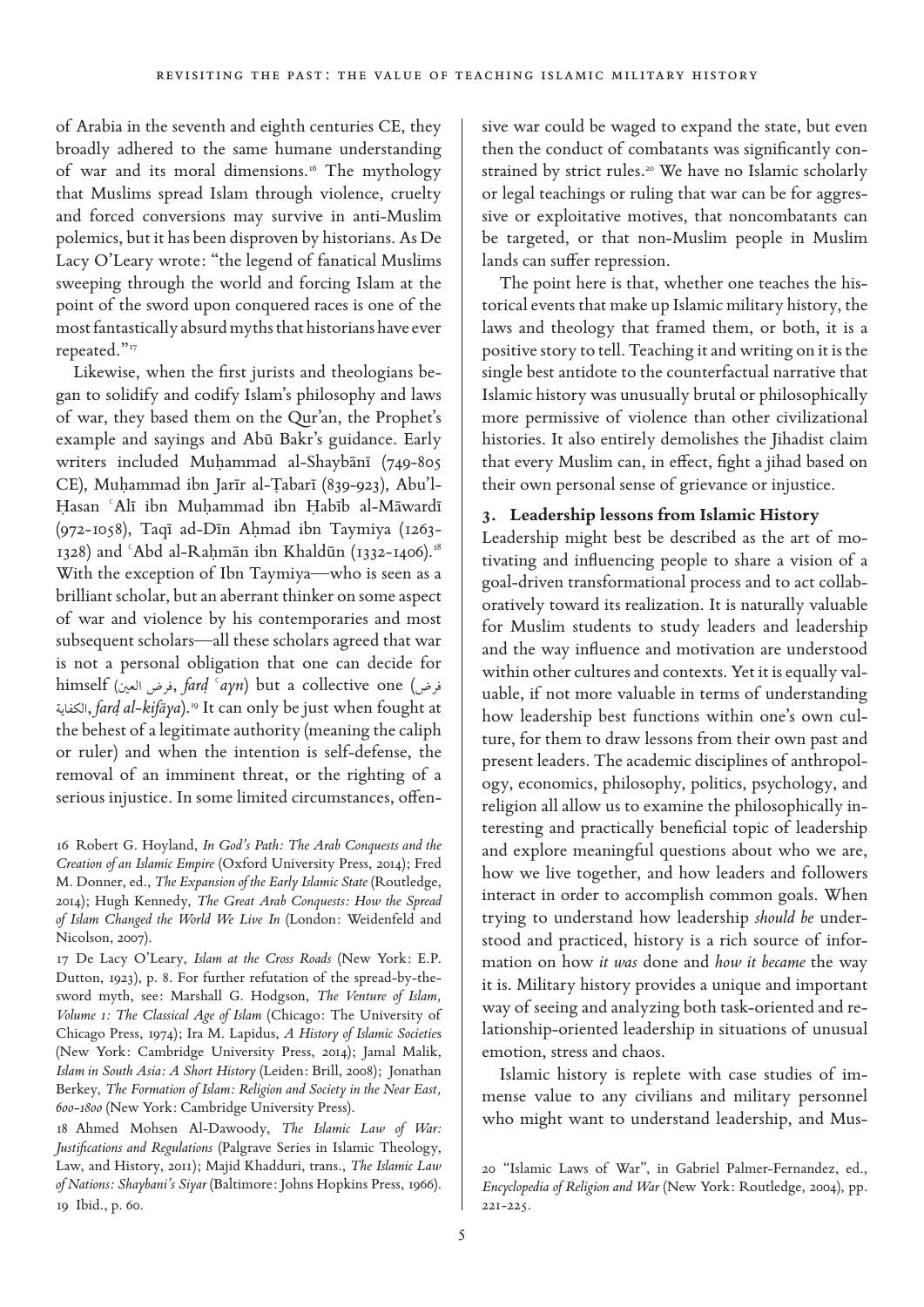of Arabia in the seventh and eighth centuries CE, they broadly adhered to the same humane understanding of war and its moral dimensions.[16] The mythology that Muslims spread Islam through violence, cruelty and forced conversions may survive in anti-Muslim polemics, but it has been disproven by historians. As De Lacy O'Leary wrote: "the legend of fanatical Muslims sweeping through the world and forcing Islam at the point of the sword upon conquered races is one of the most fantastically absurd myths that historians have ever repeated."[17]

Likewise, when the first jurists and theologians began to solidify and codify Islam's philosophy and laws of war, they based them on the Qur'an, the Prophet's example and sayings and Abū Bakr's guidance. Early writers included Muḥammad al-Shaybānī (749-805 CE), Muḥammad ibn Jarīr al-Ṭabarī (839-923), Abu'l-Ḥasan ʿAlī ibn Muḥammad ibn Ḥabīb al-Māwardī (972-1058), Taqī ad-Dīn Aḥmad ibn Taymiya (1263-1328) and ʿAbd al-Raḥmān ibn Khaldūn (1332-1406).[18] With the exception of Ibn Taymiya—who is seen as a brilliant scholar, but an aberrant thinker on some aspect of war and violence by his contemporaries and most subsequent scholars—all these scholars agreed that war is not a personal obligation that one can decide for himself (فرض العين, *farḍ ʿayn*) but a collective one (فرض الكفاية, *farḍ al-kifāya*).[19] It can only be just when fought at the behest of a legitimate authority (meaning the caliph or ruler) and when the intention is self-defense, the removal of an imminent threat, or the righting of a serious injustice. In some limited circumstances, offensive war could be waged to expand the state, but even then the conduct of combatants was significantly constrained by strict rules.[20] We have no Islamic scholarly or legal teachings or ruling that war can be for aggressive or exploitative motives, that noncombatants can be targeted, or that non-Muslim people in Muslim lands can suffer repression.

The point here is that, whether one teaches the historical events that make up Islamic military history, the laws and theology that framed them, or both, it is a positive story to tell. Teaching it and writing on it is the single best antidote to the counterfactual narrative that Islamic history was unusually brutal or philosophically more permissive of violence than other civilizational histories. It also entirely demolishes the Jihadist claim that every Muslim can, in effect, fight a jihad based on their own personal sense of grievance or injustice.

## 3. Leadership lessons from Islamic History

Leadership might best be described as the art of motivating and influencing people to share a vision of a goal-driven transformational process and to act collaboratively toward its realization. It is naturally valuable for Muslim students to study leaders and leadership and the way influence and motivation are understood within other cultures and contexts. Yet it is equally valuable, if not more valuable in terms of understanding how leadership best functions within one's own culture, for them to draw lessons from their own past and present leaders. The academic disciplines of anthropology, economics, philosophy, politics, psychology, and religion all allow us to examine the philosophically interesting and practically beneficial topic of leadership and explore meaningful questions about who we are, how we live together, and how leaders and followers interact in order to accomplish common goals. When trying to understand how leadership *should be* understood and practiced, history is a rich source of information on how *it was* done and *how it became* the way it is. Military history provides a unique and important way of seeing and analyzing both task-oriented and relationship-oriented leadership in situations of unusual emotion, stress and chaos.

Islamic history is replete with case studies of immense value to any civilians and military personnel who might want to understand leadership, and Mus-

16 Robert G. Hoyland, *In God's Path: The Arab Conquests and the Creation of an Islamic Empire* (Oxford University Press, 2014); Fred M. Donner, ed., *The Expansion of the Early Islamic State* (Routledge, 2014); Hugh Kennedy, *The Great Arab Conquests: How the Spread of Islam Changed the World We Live In* (London: Weidenfeld and Nicolson, 2007).

17 De Lacy O'Leary, *Islam at the Cross Roads* (New York: E.P. Dutton, 1923), p. 8. For further refutation of the spread-by-the-sword myth, see: Marshall G. Hodgson, *The Venture of Islam, Volume 1: The Classical Age of Islam* (Chicago: The University of Chicago Press, 1974); Ira M. Lapidus, *A History of Islamic Societies* (New York: Cambridge University Press, 2014); Jamal Malik, *Islam in South Asia: A Short History* (Leiden: Brill, 2008); Jonathan Berkey, *The Formation of Islam: Religion and Society in the Near East, 600-1800* (New York: Cambridge University Press).

18 Ahmed Mohsen Al-Dawoody, *The Islamic Law of War: Justifications and Regulations* (Palgrave Series in Islamic Theology, Law, and History, 2011); Majid Khadduri, trans., *The Islamic Law of Nations: Shaybani's Siyar* (Baltimore: Johns Hopkins Press, 1966).

19 Ibid., p. 60.

20 "Islamic Laws of War", in Gabriel Palmer-Fernandez, ed., *Encyclopedia of Religion and War* (New York: Routledge, 2004), pp. 221-225.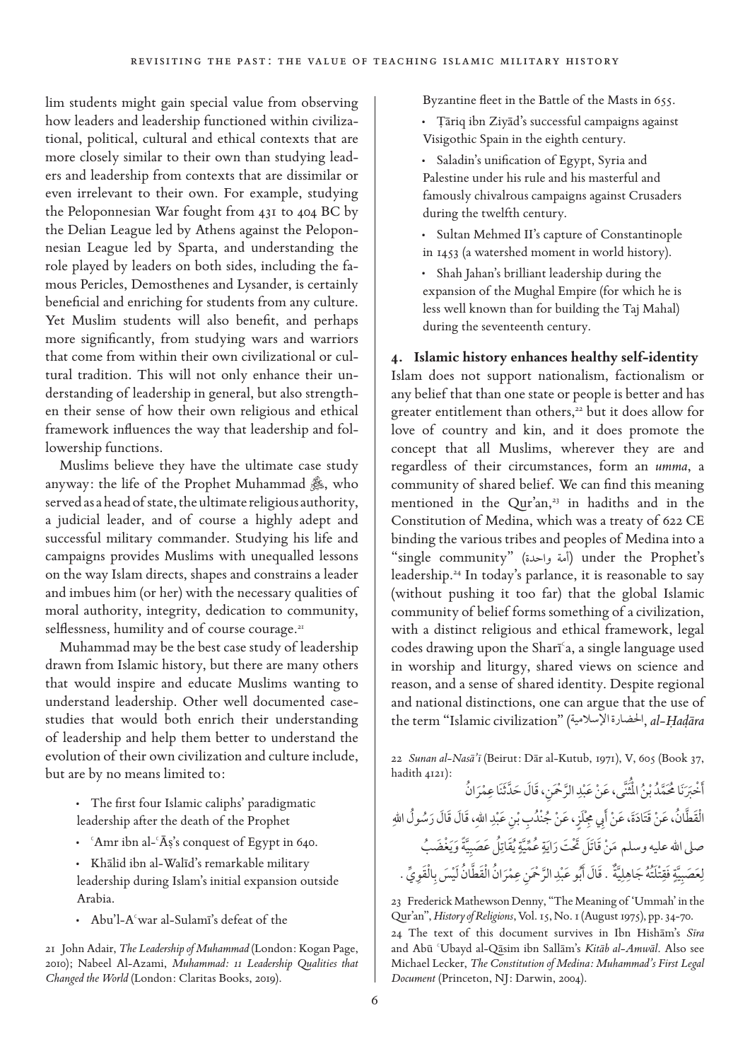lim students might gain special value from observing how leaders and leadership functioned within civilizational, political, cultural and ethical contexts that are more closely similar to their own than studying leaders and leadership from contexts that are dissimilar or even irrelevant to their own. For example, studying the Peloponnesian War fought from 431 to 404 BC by the Delian League led by Athens against the Peloponnesian League led by Sparta, and understanding the role played by leaders on both sides, including the famous Pericles, Demosthenes and Lysander, is certainly beneficial and enriching for students from any culture. Yet Muslim students will also benefit, and perhaps more significantly, from studying wars and warriors that come from within their own civilizational or cultural tradition. This will not only enhance their understanding of leadership in general, but also strengthen their sense of how their own religious and ethical framework influences the way that leadership and followership functions.

Muslims believe they have the ultimate case study anyway: the life of the Prophet Muhammad ﷺ, who served as a head of state, the ultimate religious authority, a judicial leader, and of course a highly adept and successful military commander. Studying his life and campaigns provides Muslims with unequalled lessons on the way Islam directs, shapes and constrains a leader and imbues him (or her) with the necessary qualities of moral authority, integrity, dedication to community, selflessness, humility and of course courage.[21]

Muhammad may be the best case study of leadership drawn from Islamic history, but there are many others that would inspire and educate Muslims wanting to understand leadership. Other well documented case-studies that would both enrich their understanding of leadership and help them better to understand the evolution of their own civilization and culture include, but are by no means limited to:

- The first four Islamic caliphs' paradigmatic leadership after the death of the Prophet
- ʿAmr ibn al-ʿĀṣ's conquest of Egypt in 640.
- Khālid ibn al-Walīd's remarkable military leadership during Islam's initial expansion outside Arabia.
- Abu'l-Aʿwar al-Sulamī's defeat of the Byzantine fleet in the Battle of the Masts in 655.
- Ṭāriq ibn Ziyād's successful campaigns against Visigothic Spain in the eighth century.
- Saladin's unification of Egypt, Syria and Palestine under his rule and his masterful and famously chivalrous campaigns against Crusaders during the twelfth century.
- Sultan Mehmed II's capture of Constantinople in 1453 (a watershed moment in world history).
- Shah Jahan's brilliant leadership during the expansion of the Mughal Empire (for which he is less well known than for building the Taj Mahal) during the seventeenth century.

## 4. Islamic history enhances healthy self-identity

Islam does not support nationalism, factionalism or any belief that than one state or people is better and has greater entitlement than others,[22] but it does allow for love of country and kin, and it does promote the concept that all Muslims, wherever they are and regardless of their circumstances, form an *umma*, a community of shared belief. We can find this meaning mentioned in the Qur'an,[23] in hadiths and in the Constitution of Medina, which was a treaty of 622 CE binding the various tribes and peoples of Medina into a "single community" (أمة واحدة) under the Prophet's leadership.[24] In today's parlance, it is reasonable to say (without pushing it too far) that the global Islamic community of belief forms something of a civilization, with a distinct religious and ethical framework, legal codes drawing upon the Sharīʿa, a single language used in worship and liturgy, shared views on science and reason, and a sense of shared identity. Despite regional and national distinctions, one can argue that the use of the term "Islamic civilization" (الحضارة الإسلامية, *al-Ḥaḍāra*

21 John Adair, *The Leadership of Muhammad* (London: Kogan Page, 2010); Nabeel Al-Azami, *Muhammad: 11 Leadership Qualities that Changed the World* (London: Claritas Books, 2019).

22 *Sunan al-Nasāʾī* (Beirut: Dār al-Kutub, 1971), V, 605 (Book 37, hadith 4121):

أَخْبَرَنَا مُحَمَّدُ بْنُ الْمُثَنَّى، عَنْ عَبْدِ الرَّحْمَنِ، قَالَ حَدَّثَنَا عِمْرَانُ الْقَطَّانُ، عَنْ قَتَادَةَ، عَنْ أَبِي مِجْلَزٍ، عَنْ جُنْدُبِ بْنِ عَبْدِ اللهِ، قَالَ قَالَ رَسُولُ اللهِ صلى الله عليه وسلم مَنْ قَاتَلَ تَحْتَ رَايَةٍ عُمِّيَّةٍ يُقَاتِلُ عَصَبِيَّةً وَيَغْضَبُ لِعَصَبِيَّةٍ فَقِتْلَتُهُ جَاهِلِيَّةٌ . قَالَ أَبُو عَبْدِ الرَّحْمَنِ عِمْرَانُ الْقَطَّانُ لَيْسَ بِالْقَوِيِّ .

23 Frederick Mathewson Denny, "The Meaning of 'Ummah' in the Qur'an", *History of Religions*, Vol. 15, No. 1 (August 1975), pp. 34-70.

24 The text of this document survives in Ibn Hishām's *Sīra* and Abū ʿUbayd al-Qāsim ibn Sallām's *Kitāb al-Amwāl*. Also see Michael Lecker, *The Constitution of Medina: Muhammad's First Legal Document* (Princeton, NJ: Darwin, 2004).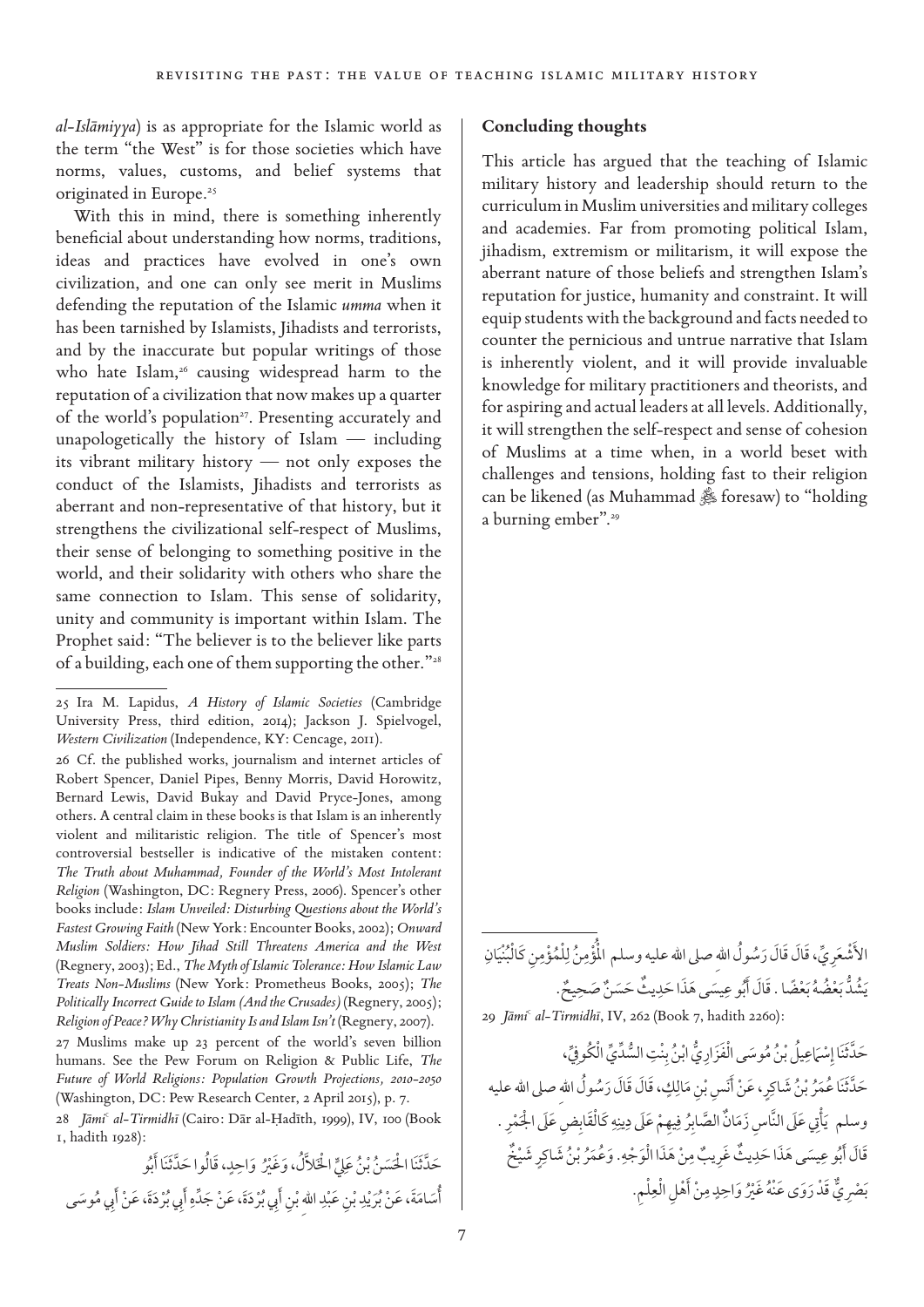*al-Islāmiyya*) is as appropriate for the Islamic world as the term "the West" is for those societies which have norms, values, customs, and belief systems that originated in Europe.[25]

With this in mind, there is something inherently beneficial about understanding how norms, traditions, ideas and practices have evolved in one's own civilization, and one can only see merit in Muslims defending the reputation of the Islamic *umma* when it has been tarnished by Islamists, Jihadists and terrorists, and by the inaccurate but popular writings of those who hate Islam,[26] causing widespread harm to the reputation of a civilization that now makes up a quarter of the world's population[27]. Presenting accurately and unapologetically the history of Islam — including its vibrant military history — not only exposes the conduct of the Islamists, Jihadists and terrorists as aberrant and non-representative of that history, but it strengthens the civilizational self-respect of Muslims, their sense of belonging to something positive in the world, and their solidarity with others who share the same connection to Islam. This sense of solidarity, unity and community is important within Islam. The Prophet said: "The believer is to the believer like parts of a building, each one of them supporting the other."[28]

## Concluding thoughts

This article has argued that the teaching of Islamic military history and leadership should return to the curriculum in Muslim universities and military colleges and academies. Far from promoting political Islam, jihadism, extremism or militarism, it will expose the aberrant nature of those beliefs and strengthen Islam's reputation for justice, humanity and constraint. It will equip students with the background and facts needed to counter the pernicious and untrue narrative that Islam is inherently violent, and it will provide invaluable knowledge for military practitioners and theorists, and for aspiring and actual leaders at all levels. Additionally, it will strengthen the self-respect and sense of cohesion of Muslims at a time when, in a world beset with challenges and tensions, holding fast to their religion can be likened (as Muhammad ﷺ foresaw) to "holding a burning ember".[29]

---

25 Ira M. Lapidus, *A History of Islamic Societies* (Cambridge University Press, third edition, 2014); Jackson J. Spielvogel, *Western Civilization* (Independence, KY: Cencage, 2011).

26 Cf. the published works, journalism and internet articles of Robert Spencer, Daniel Pipes, Benny Morris, David Horowitz, Bernard Lewis, David Bukay and David Pryce-Jones, among others. A central claim in these books is that Islam is an inherently violent and militaristic religion. The title of Spencer's most controversial bestseller is indicative of the mistaken content: *The Truth about Muhammad, Founder of the World's Most Intolerant Religion* (Washington, DC: Regnery Press, 2006). Spencer's other books include: *Islam Unveiled: Disturbing Questions about the World's Fastest Growing Faith* (New York: Encounter Books, 2002); *Onward Muslim Soldiers: How Jihad Still Threatens America and the West* (Regnery, 2003); Ed., *The Myth of Islamic Tolerance: How Islamic Law Treats Non-Muslims* (New York: Prometheus Books, 2005); *The Politically Incorrect Guide to Islam (And the Crusades)* (Regnery, 2005); *Religion of Peace? Why Christianity Is and Islam Isn't* (Regnery, 2007).

27 Muslims make up 23 percent of the world's seven billion humans. See the Pew Forum on Religion & Public Life, *The Future of World Religions: Population Growth Projections, 2010–2050* (Washington, DC: Pew Research Center, 2 April 2015), p. 7.

28 *Jāmiʿ al-Tirmidhī* (Cairo: Dār al-Ḥadīth, 1999), IV, 100 (Book 1, hadith 1928):

حَدَّثَنَا الْحَسَنُ بْنُ عَلِيٍّ الْخَلاَّلُ، وَغَيْرُ وَاحِدٍ، قَالُوا حَدَّثَنَا أَبُو أُسَامَةَ، عَنْ بُرَيْدِ بْنِ عَبْدِ اللهِ بْنِ أَبِي بُرْدَةَ، عَنْ جَدِّهِ أَبِي بُرْدَةَ، عَنْ أَبِي مُوسَى الأَشْعَرِيِّ، قَالَ قَالَ رَسُولُ الله صلى الله عليه وسلم الْمُؤْمِنُ لِلْمُؤْمِنِ كَالْبُنْيَانِ يَشُدُّ بَعْضُهُ بَعْضًا . قَالَ أَبُو عِيسَى هَذَا حَدِيثٌ حَسَنٌ صَحِيحٌ.

29 *Jāmiʿ al-Tirmidhī*, IV, 262 (Book 7, hadith 2260):

حَدَّثَنَا إِسْمَاعِيلُ بْنُ مُوسَى الْفَزَارِيُّ ابْنُ بِنْتِ السُّدِّيِّ الْكُوفِيُّ، حَدَّثَنَا عُمَرُ بْنُ شَاكِرٍ، عَنْ أَنَسِ بْنِ مَالِكٍ، قَالَ قَالَ رَسُولُ الله صلى الله عليه وسلم يَأْتِي عَلَى النَّاسِ زَمَانٌ الصَّابِرُ فِيهِمْ عَلَى دِينِهِ كَالْقَابِضِ عَلَى الْجَمْرِ . قَالَ أَبُو عِيسَى هَذَا حَدِيثٌ غَرِيبٌ مِنْ هَذَا الْوَجْهِ. وَعُمَرُ بْنُ شَاكِرٍ شَيْخٌ بَصْرِيٌّ قَدْ رَوَى عَنْهُ غَيْرُ وَاحِدٍ مِنْ أَهْلِ الْعِلْمِ.